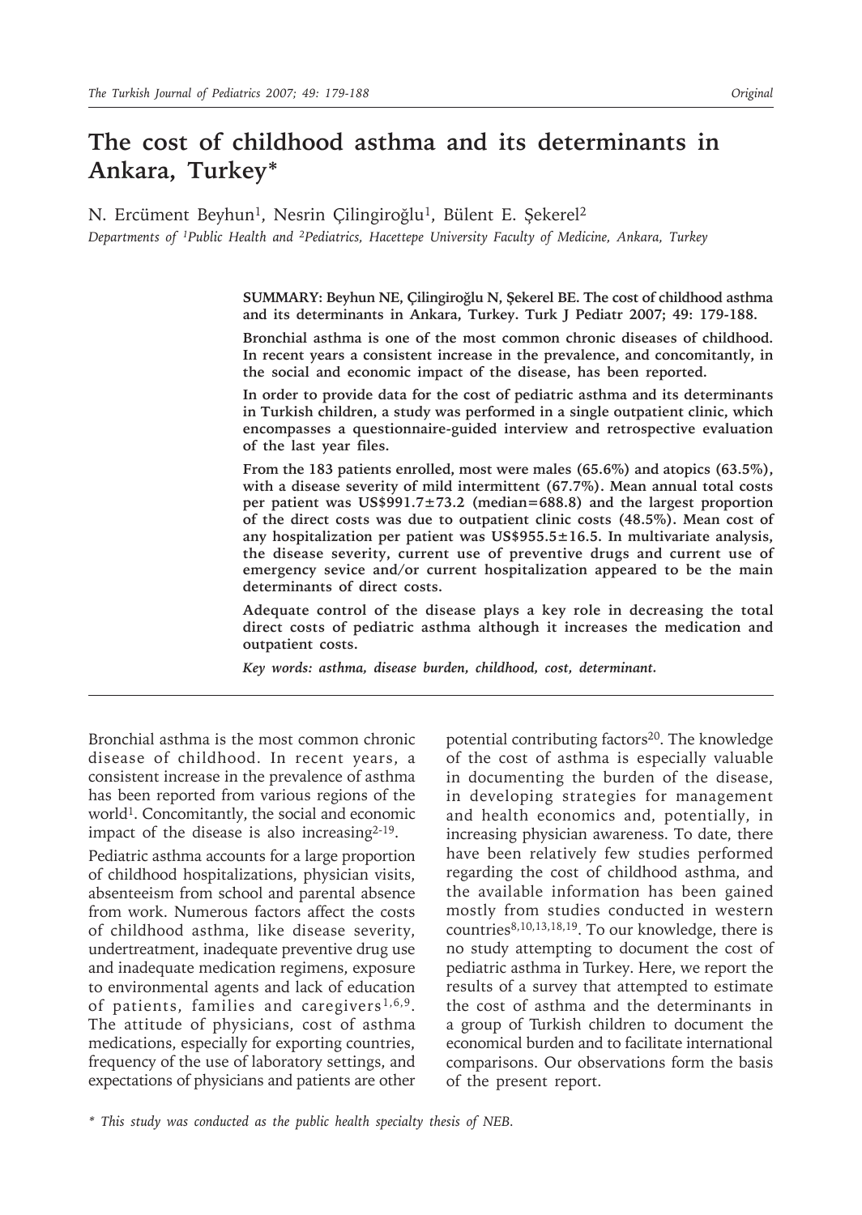# The cost of childhood asthma and its determinants in Ankara, Turkey*

N. Ercüment Beyhun[1], Nesrin Çilingiroğlu[1], Bülent E. Şekerel[2]

*Departments of [1]Public Health and [2]Pediatrics, Hacettepe University Faculty of Medicine, Ankara, Turkey*

**SUMMARY: Beyhun NE, Çilingiroğlu N, Şekerel BE. The cost of childhood asthma and its determinants in Ankara, Turkey. Turk J Pediatr 2007; 49: 179-188.**

**Bronchial asthma is one of the most common chronic diseases of childhood. In recent years a consistent increase in the prevalence, and concomitantly, in the social and economic impact of the disease, has been reported.**

**In order to provide data for the cost of pediatric asthma and its determinants in Turkish children, a study was performed in a single outpatient clinic, which encompasses a questionnaire-guided interview and retrospective evaluation of the last year files.**

**From the 183 patients enrolled, most were males (65.6%) and atopics (63.5%), with a disease severity of mild intermittent (67.7%). Mean annual total costs per patient was US$991.7±73.2 (median=688.8) and the largest proportion of the direct costs was due to outpatient clinic costs (48.5%). Mean cost of any hospitalization per patient was US$955.5±16.5. In multivariate analysis, the disease severity, current use of preventive drugs and current use of emergency sevice and/or current hospitalization appeared to be the main determinants of direct costs.**

**Adequate control of the disease plays a key role in decreasing the total direct costs of pediatric asthma although it increases the medication and outpatient costs.**

***Key words: asthma, disease burden, childhood, cost, determinant.***

Bronchial asthma is the most common chronic disease of childhood. In recent years, a consistent increase in the prevalence of asthma has been reported from various regions of the world[1]. Concomitantly, the social and economic impact of the disease is also increasing[2-19].

Pediatric asthma accounts for a large proportion of childhood hospitalizations, physician visits, absenteeism from school and parental absence from work. Numerous factors affect the costs of childhood asthma, like disease severity, undertreatment, inadequate preventive drug use and inadequate medication regimens, exposure to environmental agents and lack of education of patients, families and caregivers[1,6,9]. The attitude of physicians, cost of asthma medications, especially for exporting countries, frequency of the use of laboratory settings, and expectations of physicians and patients are other potential contributing factors[20]. The knowledge of the cost of asthma is especially valuable in documenting the burden of the disease, in developing strategies for management and health economics and, potentially, in increasing physician awareness. To date, there have been relatively few studies performed regarding the cost of childhood asthma, and the available information has been gained mostly from studies conducted in western countries[8,10,13,18,19]. To our knowledge, there is no study attempting to document the cost of pediatric asthma in Turkey. Here, we report the results of a survey that attempted to estimate the cost of asthma and the determinants in a group of Turkish children to document the economical burden and to facilitate international comparisons. Our observations form the basis of the present report.

*\* This study was conducted as the public health specialty thesis of NEB.*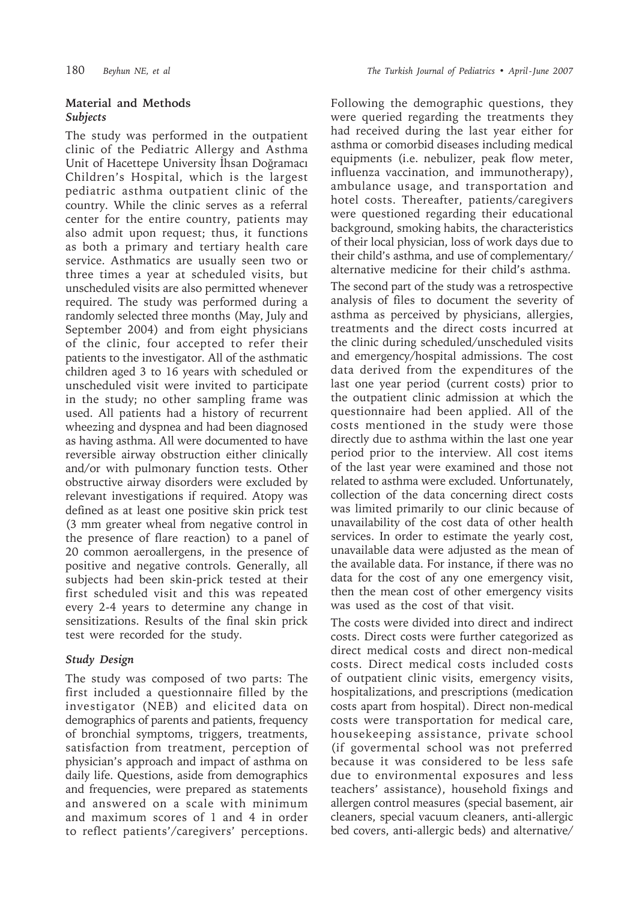## Material and Methods

### *Subjects*

The study was performed in the outpatient clinic of the Pediatric Allergy and Asthma Unit of Hacettepe University İhsan Doğramacı Children's Hospital, which is the largest pediatric asthma outpatient clinic of the country. While the clinic serves as a referral center for the entire country, patients may also admit upon request; thus, it functions as both a primary and tertiary health care service. Asthmatics are usually seen two or three times a year at scheduled visits, but unscheduled visits are also permitted whenever required. The study was performed during a randomly selected three months (May, July and September 2004) and from eight physicians of the clinic, four accepted to refer their patients to the investigator. All of the asthmatic children aged 3 to 16 years with scheduled or unscheduled visit were invited to participate in the study; no other sampling frame was used. All patients had a history of recurrent wheezing and dyspnea and had been diagnosed as having asthma. All were documented to have reversible airway obstruction either clinically and/or with pulmonary function tests. Other obstructive airway disorders were excluded by relevant investigations if required. Atopy was defined as at least one positive skin prick test (3 mm greater wheal from negative control in the presence of flare reaction) to a panel of 20 common aeroallergens, in the presence of positive and negative controls. Generally, all subjects had been skin-prick tested at their first scheduled visit and this was repeated every 2-4 years to determine any change in sensitizations. Results of the final skin prick test were recorded for the study.

### *Study Design*

The study was composed of two parts: The first included a questionnaire filled by the investigator (NEB) and elicited data on demographics of parents and patients, frequency of bronchial symptoms, triggers, treatments, satisfaction from treatment, perception of physician's approach and impact of asthma on daily life. Questions, aside from demographics and frequencies, were prepared as statements and answered on a scale with minimum and maximum scores of 1 and 4 in order to reflect patients'/caregivers' perceptions. Following the demographic questions, they were queried regarding the treatments they had received during the last year either for asthma or comorbid diseases including medical equipments (i.e. nebulizer, peak flow meter, influenza vaccination, and immunotherapy), ambulance usage, and transportation and hotel costs. Thereafter, patients/caregivers were questioned regarding their educational background, smoking habits, the characteristics of their local physician, loss of work days due to their child's asthma, and use of complementary/alternative medicine for their child's asthma.

The second part of the study was a retrospective analysis of files to document the severity of asthma as perceived by physicians, allergies, treatments and the direct costs incurred at the clinic during scheduled/unscheduled visits and emergency/hospital admissions. The cost data derived from the expenditures of the last one year period (current costs) prior to the outpatient clinic admission at which the questionnaire had been applied. All of the costs mentioned in the study were those directly due to asthma within the last one year period prior to the interview. All cost items of the last year were examined and those not related to asthma were excluded. Unfortunately, collection of the data concerning direct costs was limited primarily to our clinic because of unavailability of the cost data of other health services. In order to estimate the yearly cost, unavailable data were adjusted as the mean of the available data. For instance, if there was no data for the cost of any one emergency visit, then the mean cost of other emergency visits was used as the cost of that visit.

The costs were divided into direct and indirect costs. Direct costs were further categorized as direct medical costs and direct non-medical costs. Direct medical costs included costs of outpatient clinic visits, emergency visits, hospitalizations, and prescriptions (medication costs apart from hospital). Direct non-medical costs were transportation for medical care, housekeeping assistance, private school (if govermental school was not preferred because it was considered to be less safe due to environmental exposures and less teachers' assistance), household fixings and allergen control measures (special basement, air cleaners, special vacuum cleaners, anti-allergic bed covers, anti-allergic beds) and alternative/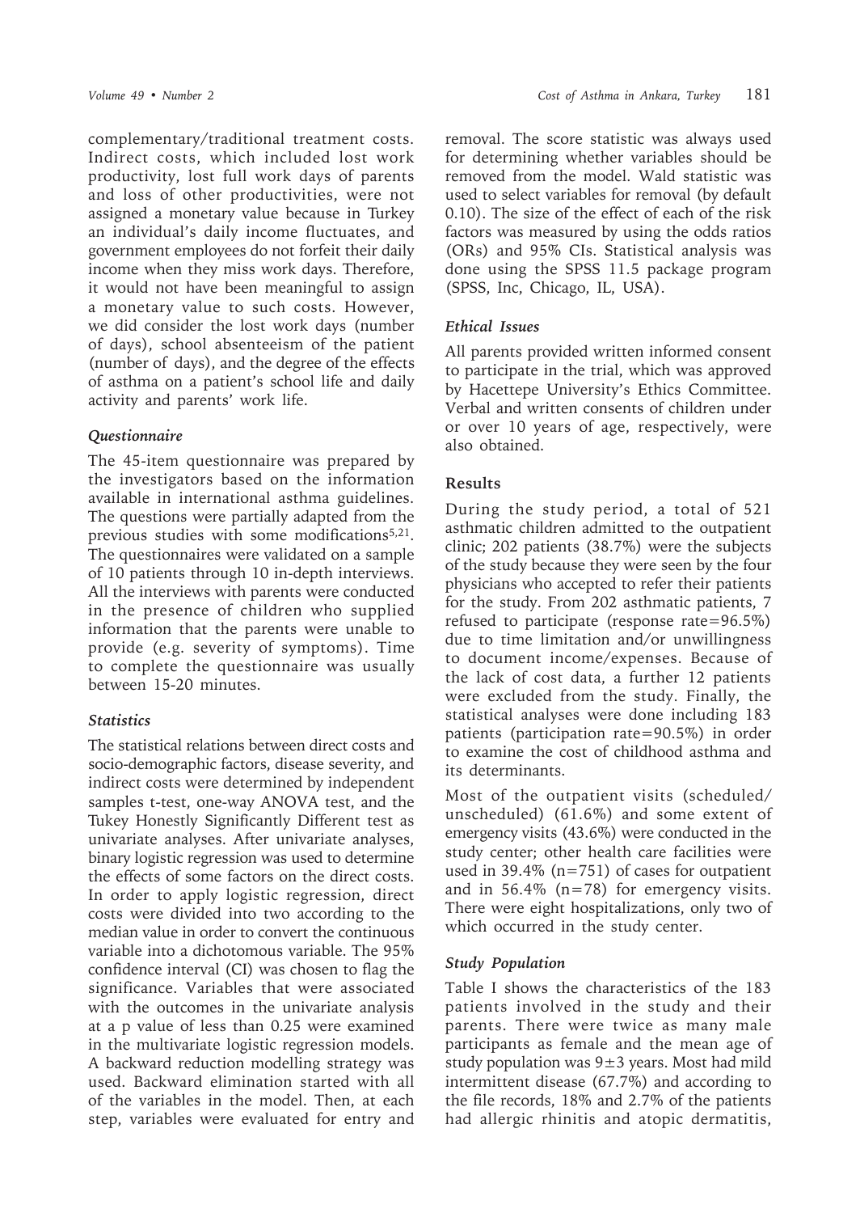complementary/traditional treatment costs. Indirect costs, which included lost work productivity, lost full work days of parents and loss of other productivities, were not assigned a monetary value because in Turkey an individual's daily income fluctuates, and government employees do not forfeit their daily income when they miss work days. Therefore, it would not have been meaningful to assign a monetary value to such costs. However, we did consider the lost work days (number of days), school absenteeism of the patient (number of days), and the degree of the effects of asthma on a patient's school life and daily activity and parents' work life.

### *Questionnaire*

The 45-item questionnaire was prepared by the investigators based on the information available in international asthma guidelines. The questions were partially adapted from the previous studies with some modifications[5,21]. The questionnaires were validated on a sample of 10 patients through 10 in-depth interviews. All the interviews with parents were conducted in the presence of children who supplied information that the parents were unable to provide (e.g. severity of symptoms). Time to complete the questionnaire was usually between 15-20 minutes.

### *Statistics*

The statistical relations between direct costs and socio-demographic factors, disease severity, and indirect costs were determined by independent samples t-test, one-way ANOVA test, and the Tukey Honestly Significantly Different test as univariate analyses. After univariate analyses, binary logistic regression was used to determine the effects of some factors on the direct costs. In order to apply logistic regression, direct costs were divided into two according to the median value in order to convert the continuous variable into a dichotomous variable. The 95% confidence interval (CI) was chosen to flag the significance. Variables that were associated with the outcomes in the univariate analysis at a p value of less than 0.25 were examined in the multivariate logistic regression models. A backward reduction modelling strategy was used. Backward elimination started with all of the variables in the model. Then, at each step, variables were evaluated for entry and removal. The score statistic was always used for determining whether variables should be removed from the model. Wald statistic was used to select variables for removal (by default 0.10). The size of the effect of each of the risk factors was measured by using the odds ratios (ORs) and 95% CIs. Statistical analysis was done using the SPSS 11.5 package program (SPSS, Inc, Chicago, IL, USA).

### *Ethical Issues*

All parents provided written informed consent to participate in the trial, which was approved by Hacettepe University's Ethics Committee. Verbal and written consents of children under or over 10 years of age, respectively, were also obtained.

## Results

During the study period, a total of 521 asthmatic children admitted to the outpatient clinic; 202 patients (38.7%) were the subjects of the study because they were seen by the four physicians who accepted to refer their patients for the study. From 202 asthmatic patients, 7 refused to participate (response rate=96.5%) due to time limitation and/or unwillingness to document income/expenses. Because of the lack of cost data, a further 12 patients were excluded from the study. Finally, the statistical analyses were done including 183 patients (participation rate=90.5%) in order to examine the cost of childhood asthma and its determinants.

Most of the outpatient visits (scheduled/unscheduled) (61.6%) and some extent of emergency visits (43.6%) were conducted in the study center; other health care facilities were used in 39.4% (n=751) of cases for outpatient and in 56.4% (n=78) for emergency visits. There were eight hospitalizations, only two of which occurred in the study center.

### *Study Population*

Table I shows the characteristics of the 183 patients involved in the study and their parents. There were twice as many male participants as female and the mean age of study population was 9±3 years. Most had mild intermittent disease (67.7%) and according to the file records, 18% and 2.7% of the patients had allergic rhinitis and atopic dermatitis,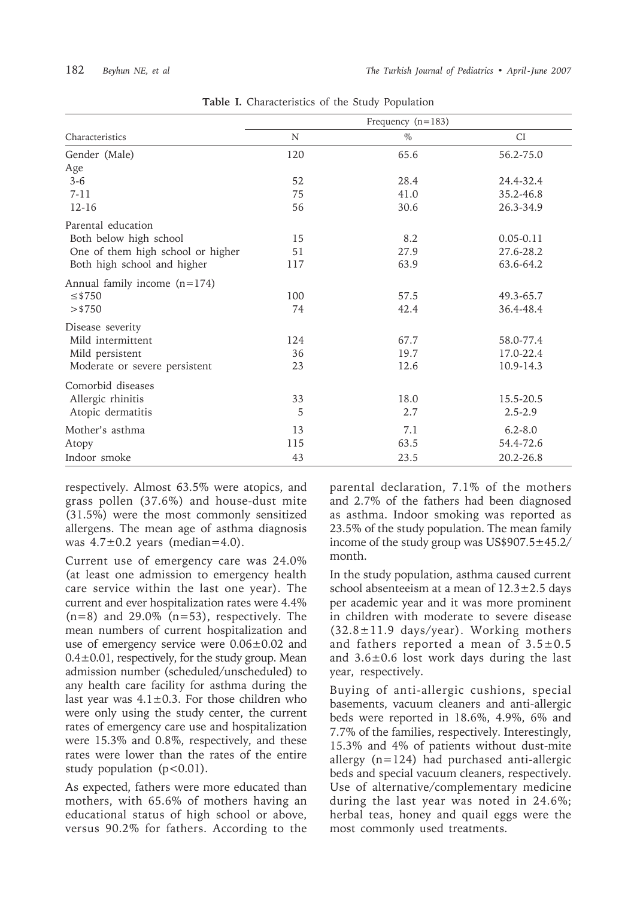**Table I.** Characteristics of the Study Population

| Characteristics | Frequency (n=183) | | |
|---|---|---|---|
| | N | % | CI |
| Gender (Male) | 120 | 65.6 | 56.2-75.0 |
| Age | | | |
| 3-6 | 52 | 28.4 | 24.4-32.4 |
| 7-11 | 75 | 41.0 | 35.2-46.8 |
| 12-16 | 56 | 30.6 | 26.3-34.9 |
| Parental education | | | |
| Both below high school | 15 | 8.2 | 0.05-0.11 |
| One of them high school or higher | 51 | 27.9 | 27.6-28.2 |
| Both high school and higher | 117 | 63.9 | 63.6-64.2 |
| Annual family income (n=174) | | | |
| ≤$750 | 100 | 57.5 | 49.3-65.7 |
| >$750 | 74 | 42.4 | 36.4-48.4 |
| Disease severity | | | |
| Mild intermittent | 124 | 67.7 | 58.0-77.4 |
| Mild persistent | 36 | 19.7 | 17.0-22.4 |
| Moderate or severe persistent | 23 | 12.6 | 10.9-14.3 |
| Comorbid diseases | | | |
| Allergic rhinitis | 33 | 18.0 | 15.5-20.5 |
| Atopic dermatitis | 5 | 2.7 | 2.5-2.9 |
| Mother's asthma | 13 | 7.1 | 6.2-8.0 |
| Atopy | 115 | 63.5 | 54.4-72.6 |
| Indoor smoke | 43 | 23.5 | 20.2-26.8 |

respectively. Almost 63.5% were atopics, and grass pollen (37.6%) and house-dust mite (31.5%) were the most commonly sensitized allergens. The mean age of asthma diagnosis was 4.7±0.2 years (median=4.0).

Current use of emergency care was 24.0% (at least one admission to emergency health care service within the last one year). The current and ever hospitalization rates were 4.4% (n=8) and 29.0% (n=53), respectively. The mean numbers of current hospitalization and use of emergency service were 0.06±0.02 and 0.4±0.01, respectively, for the study group. Mean admission number (scheduled/unscheduled) to any health care facility for asthma during the last year was 4.1±0.3. For those children who were only using the study center, the current rates of emergency care use and hospitalization were 15.3% and 0.8%, respectively, and these rates were lower than the rates of the entire study population ($p<0.01$).

As expected, fathers were more educated than mothers, with 65.6% of mothers having an educational status of high school or above, versus 90.2% for fathers. According to the parental declaration, 7.1% of the mothers and 2.7% of the fathers had been diagnosed as asthma. Indoor smoking was reported as 23.5% of the study population. The mean family income of the study group was US$907.5±45.2/month.

In the study population, asthma caused current school absenteeism at a mean of 12.3±2.5 days per academic year and it was more prominent in children with moderate to severe disease (32.8±11.9 days/year). Working mothers and fathers reported a mean of 3.5±0.5 and 3.6±0.6 lost work days during the last year, respectively.

Buying of anti-allergic cushions, special basements, vacuum cleaners and anti-allergic beds were reported in 18.6%, 4.9%, 6% and 7.7% of the families, respectively. Interestingly, 15.3% and 4% of patients without dust-mite allergy (n=124) had purchased anti-allergic beds and special vacuum cleaners, respectively. Use of alternative/complementary medicine during the last year was noted in 24.6%; herbal teas, honey and quail eggs were the most commonly used treatments.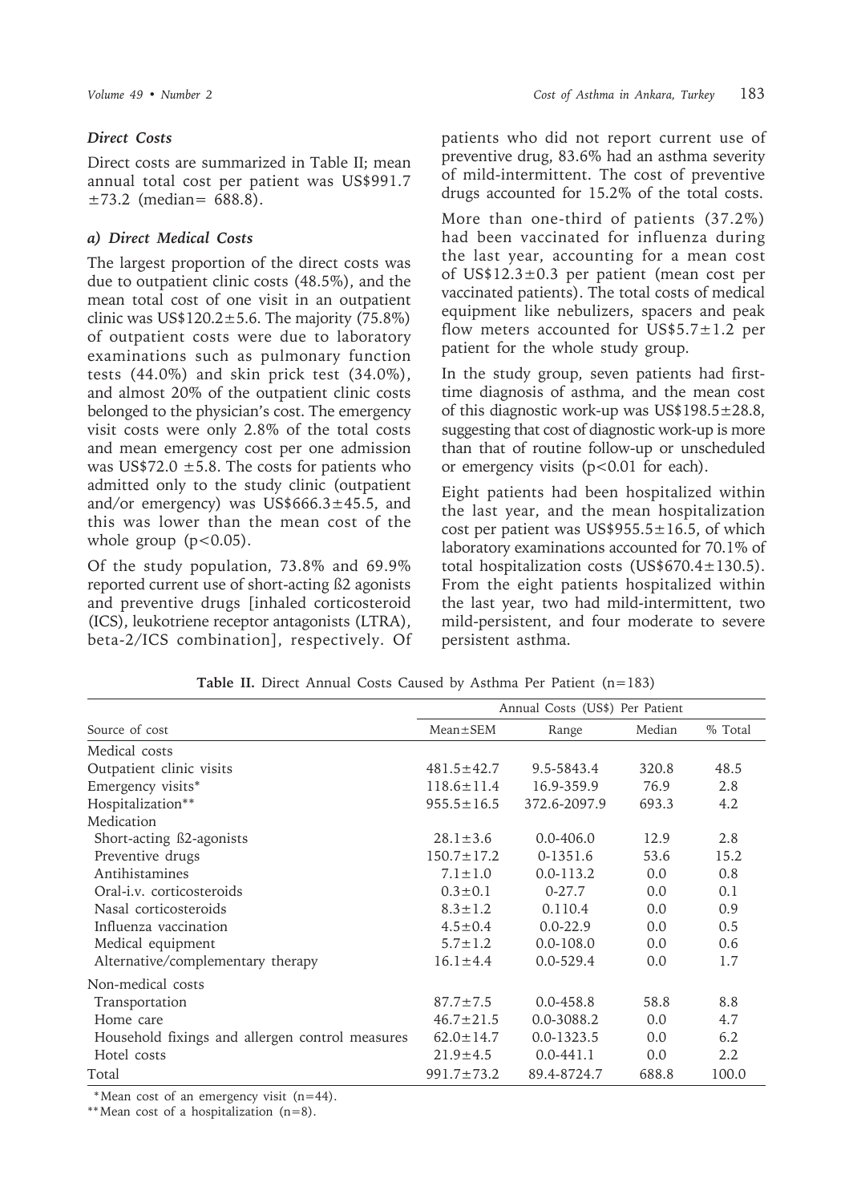### *Direct Costs*

Direct costs are summarized in Table II; mean annual total cost per patient was US$991.7 ±73.2 (median= 688.8).

### *a) Direct Medical Costs*

The largest proportion of the direct costs was due to outpatient clinic costs (48.5%), and the mean total cost of one visit in an outpatient clinic was US$120.2±5.6. The majority (75.8%) of outpatient costs were due to laboratory examinations such as pulmonary function tests (44.0%) and skin prick test (34.0%), and almost 20% of the outpatient clinic costs belonged to the physician's cost. The emergency visit costs were only 2.8% of the total costs and mean emergency cost per one admission was US$72.0 ±5.8. The costs for patients who admitted only to the study clinic (outpatient and/or emergency) was US$666.3±45.5, and this was lower than the mean cost of the whole group ($p<0.05$).

Of the study population, 73.8% and 69.9% reported current use of short-acting ß2 agonists and preventive drugs [inhaled corticosteroid (ICS), leukotriene receptor antagonists (LTRA), beta-2/ICS combination], respectively. Of patients who did not report current use of preventive drug, 83.6% had an asthma severity of mild-intermittent. The cost of preventive drugs accounted for 15.2% of the total costs.

More than one-third of patients (37.2%) had been vaccinated for influenza during the last year, accounting for a mean cost of US$12.3±0.3 per patient (mean cost per vaccinated patients). The total costs of medical equipment like nebulizers, spacers and peak flow meters accounted for US$5.7±1.2 per patient for the whole study group.

In the study group, seven patients had first-time diagnosis of asthma, and the mean cost of this diagnostic work-up was US$198.5±28.8, suggesting that cost of diagnostic work-up is more than that of routine follow-up or unscheduled or emergency visits ($p<0.01$ for each).

Eight patients had been hospitalized within the last year, and the mean hospitalization cost per patient was US$955.5±16.5, of which laboratory examinations accounted for 70.1% of total hospitalization costs (US$670.4±130.5). From the eight patients hospitalized within the last year, two had mild-intermittent, two mild-persistent, and four moderate to severe persistent asthma.

**Table II.** Direct Annual Costs Caused by Asthma Per Patient (n=183)

| | Annual Costs (US$) Per Patient | | | |
|---|---|---|---|---|
| Source of cost | Mean±SEM | Range | Median | % Total |
| Medical costs | | | | |
| Outpatient clinic visits | 481.5±42.7 | 9.5-5843.4 | 320.8 | 48.5 |
| Emergency visits* | 118.6±11.4 | 16.9-359.9 | 76.9 | 2.8 |
| Hospitalization** | 955.5±16.5 | 372.6-2097.9 | 693.3 | 4.2 |
| Medication | | | | |
| Short-acting ß2-agonists | 28.1±3.6 | 0.0-406.0 | 12.9 | 2.8 |
| Preventive drugs | 150.7±17.2 | 0-1351.6 | 53.6 | 15.2 |
| Antihistamines | 7.1±1.0 | 0.0-113.2 | 0.0 | 0.8 |
| Oral-i.v. corticosteroids | 0.3±0.1 | 0-27.7 | 0.0 | 0.1 |
| Nasal corticosteroids | 8.3±1.2 | 0.110.4 | 0.0 | 0.9 |
| Influenza vaccination | 4.5±0.4 | 0.0-22.9 | 0.0 | 0.5 |
| Medical equipment | 5.7±1.2 | 0.0-108.0 | 0.0 | 0.6 |
| Alternative/complementary therapy | 16.1±4.4 | 0.0-529.4 | 0.0 | 1.7 |
| Non-medical costs | | | | |
| Transportation | 87.7±7.5 | 0.0-458.8 | 58.8 | 8.8 |
| Home care | 46.7±21.5 | 0.0-3088.2 | 0.0 | 4.7 |
| Household fixings and allergen control measures | 62.0±14.7 | 0.0-1323.5 | 0.0 | 6.2 |
| Hotel costs | 21.9±4.5 | 0.0-441.1 | 0.0 | 2.2 |
| Total | 991.7±73.2 | 89.4-8724.7 | 688.8 | 100.0 |

*Mean cost of an emergency visit (n=44).

**Mean cost of a hospitalization (n=8).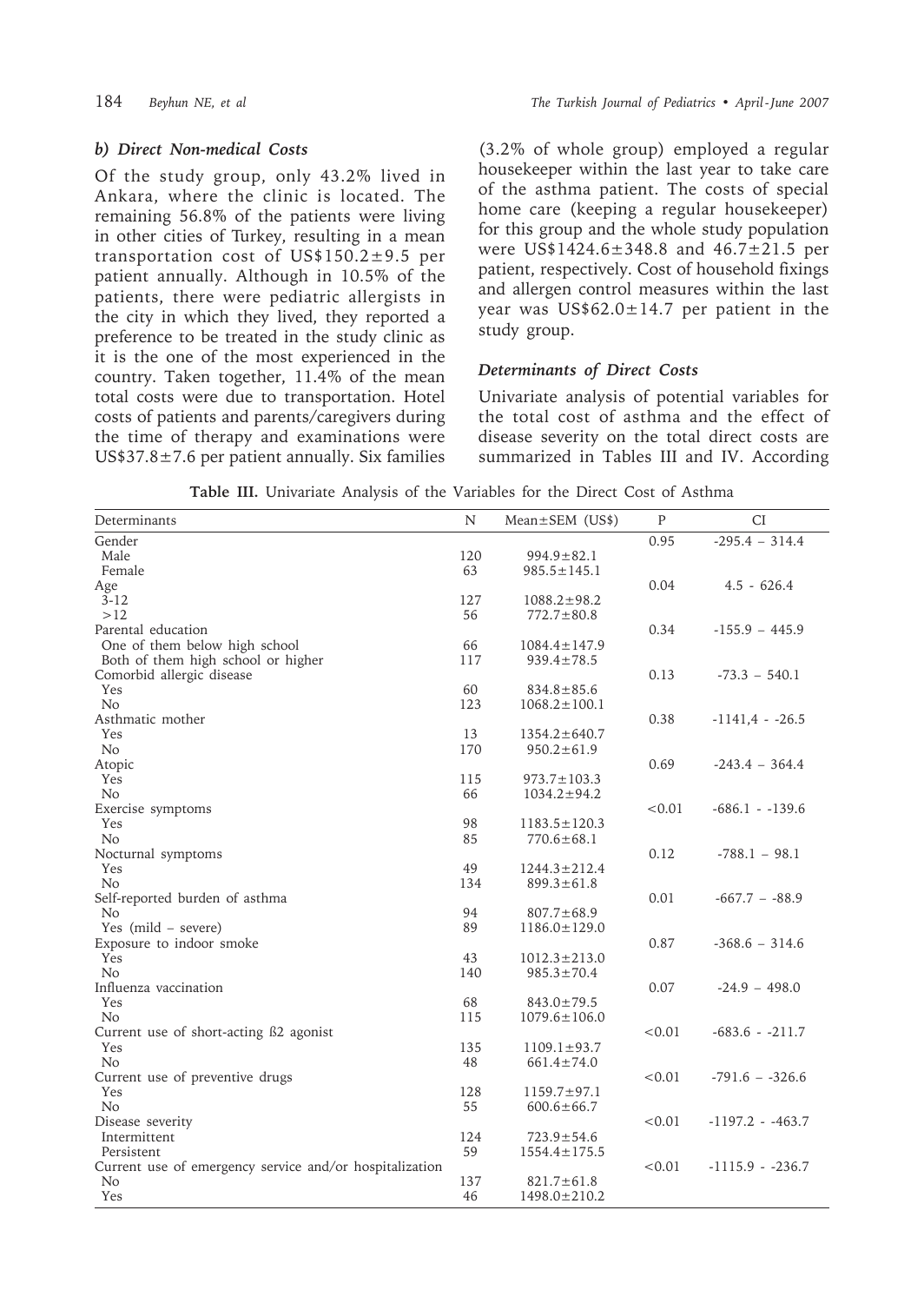### *b) Direct Non-medical Costs*

Of the study group, only 43.2% lived in Ankara, where the clinic is located. The remaining 56.8% of the patients were living in other cities of Turkey, resulting in a mean transportation cost of US\$150.2±9.5 per patient annually. Although in 10.5% of the patients, there were pediatric allergists in the city in which they lived, they reported a preference to be treated in the study clinic as it is the one of the most experienced in the country. Taken together, 11.4% of the mean total costs were due to transportation. Hotel costs of patients and parents/caregivers during the time of therapy and examinations were US\$37.8±7.6 per patient annually. Six families (3.2% of whole group) employed a regular housekeeper within the last year to take care of the asthma patient. The costs of special home care (keeping a regular housekeeper) for this group and the whole study population were US\$1424.6±348.8 and 46.7±21.5 per patient, respectively. Cost of household fixings and allergen control measures within the last year was US\$62.0±14.7 per patient in the study group.

### *Determinants of Direct Costs*

Univariate analysis of potential variables for the total cost of asthma and the effect of disease severity on the total direct costs are summarized in Tables III and IV. According

**Table III.** Univariate Analysis of the Variables for the Direct Cost of Asthma

| Determinants | N | Mean±SEM (US\$) | P | CI |
|---|---|---|---|---|
| Gender | | | 0.95 | -295.4 – 314.4 |
| Male | 120 | 994.9±82.1 | | |
| Female | 63 | 985.5±145.1 | | |
| Age | | | 0.04 | 4.5 - 626.4 |
| 3-12 | 127 | 1088.2±98.2 | | |
| >12 | 56 | 772.7±80.8 | | |
| Parental education | | | 0.34 | -155.9 – 445.9 |
| One of them below high school | 66 | 1084.4±147.9 | | |
| Both of them high school or higher | 117 | 939.4±78.5 | | |
| Comorbid allergic disease | | | 0.13 | -73.3 – 540.1 |
| Yes | 60 | 834.8±85.6 | | |
| No | 123 | 1068.2±100.1 | | |
| Asthmatic mother | | | 0.38 | -1141,4 - -26.5 |
| Yes | 13 | 1354.2±640.7 | | |
| No | 170 | 950.2±61.9 | | |
| Atopic | | | 0.69 | -243.4 – 364.4 |
| Yes | 115 | 973.7±103.3 | | |
| No | 66 | 1034.2±94.2 | | |
| Exercise symptoms | | | <0.01 | -686.1 - -139.6 |
| Yes | 98 | 1183.5±120.3 | | |
| No | 85 | 770.6±68.1 | | |
| Nocturnal symptoms | | | 0.12 | -788.1 – 98.1 |
| Yes | 49 | 1244.3±212.4 | | |
| No | 134 | 899.3±61.8 | | |
| Self-reported burden of asthma | | | 0.01 | -667.7 – -88.9 |
| No | 94 | 807.7±68.9 | | |
| Yes (mild – severe) | 89 | 1186.0±129.0 | | |
| Exposure to indoor smoke | | | 0.87 | -368.6 – 314.6 |
| Yes | 43 | 1012.3±213.0 | | |
| No | 140 | 985.3±70.4 | | |
| Influenza vaccination | | | 0.07 | -24.9 – 498.0 |
| Yes | 68 | 843.0±79.5 | | |
| No | 115 | 1079.6±106.0 | | |
| Current use of short-acting ß2 agonist | | | <0.01 | -683.6 - -211.7 |
| Yes | 135 | 1109.1±93.7 | | |
| No | 48 | 661.4±74.0 | | |
| Current use of preventive drugs | | | <0.01 | -791.6 – -326.6 |
| Yes | 128 | 1159.7±97.1 | | |
| No | 55 | 600.6±66.7 | | |
| Disease severity | | | <0.01 | -1197.2 - -463.7 |
| Intermittent | 124 | 723.9±54.6 | | |
| Persistent | 59 | 1554.4±175.5 | | |
| Current use of emergency service and/or hospitalization | | | <0.01 | -1115.9 - -236.7 |
| No | 137 | 821.7±61.8 | | |
| Yes | 46 | 1498.0±210.2 | | |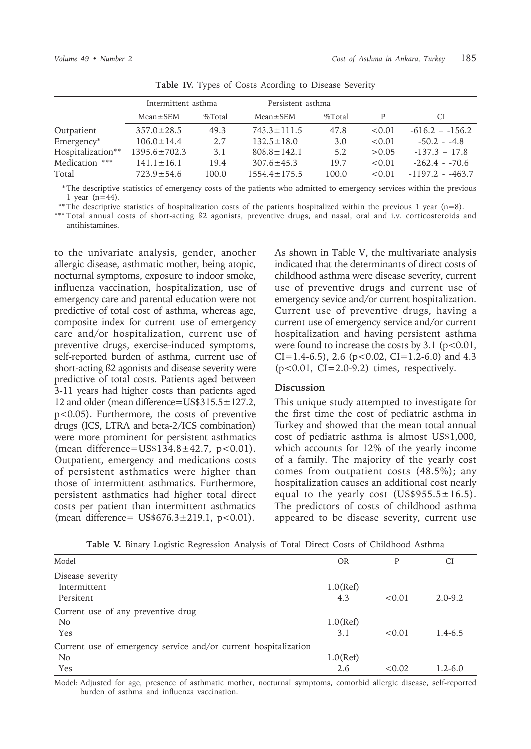**Table IV.** Types of Costs Acording to Disease Severity

| | Intermittent asthma | | Persistent asthma | | | |
|---|---|---|---|---|---|---|
| | Mean±SEM | %Total | Mean±SEM | %Total | P | CI |
| Outpatient | 357.0±28.5 | 49.3 | 743.3±111.5 | 47.8 | <0.01 | -616.2 – -156.2 |
| Emergency* | 106.0±14.4 | 2.7 | 132.5±18.0 | 3.0 | <0.01 | -50.2 - -4.8 |
| Hospitalization** | 1395.6±702.3 | 3.1 | 808.8±142.1 | 5.2 | >0.05 | -137.3 – 17.8 |
| Medication *** | 141.1±16.1 | 19.4 | 307.6±45.3 | 19.7 | <0.01 | -262.4 - -70.6 |
| Total | 723.9±54.6 | 100.0 | 1554.4±175.5 | 100.0 | <0.01 | -1197.2 - -463.7 |

* The descriptive statistics of emergency costs of the patients who admitted to emergency services within the previous 1 year (n=44).

** The descriptive statistics of hospitalization costs of the patients hospitalized within the previous 1 year (n=8).

*** Total annual costs of short-acting ß2 agonists, preventive drugs, and nasal, oral and i.v. corticosteroids and antihistamines.

to the univariate analysis, gender, another allergic disease, asthmatic mother, being atopic, nocturnal symptoms, exposure to indoor smoke, influenza vaccination, hospitalization, use of emergency care and parental education were not predictive of total cost of asthma, whereas age, composite index for current use of emergency care and/or hospitalization, current use of preventive drugs, exercise-induced symptoms, self-reported burden of asthma, current use of short-acting ß2 agonists and disease severity were predictive of total costs. Patients aged between 3-11 years had higher costs than patients aged 12 and older (mean difference=US$315.5±127.2, $p<0.05$). Furthermore, the costs of preventive drugs (ICS, LTRA and beta-2/ICS combination) were more prominent for persistent asthmatics (mean difference=US$134.8±42.7, $p<0.01$). Outpatient, emergency and medications costs of persistent asthmatics were higher than those of intermittent asthmatics. Furthermore, persistent asthmatics had higher total direct costs per patient than intermittent asthmatics (mean difference= US$676.3±219.1, $p<0.01$).

As shown in Table V, the multivariate analysis indicated that the determinants of direct costs of childhood asthma were disease severity, current use of preventive drugs and current use of emergency sevice and/or current hospitalization. Current use of preventive drugs, having a current use of emergency service and/or current hospitalization and having persistent asthma were found to increase the costs by 3.1 ($p<0.01$, CI=1.4-6.5), 2.6 ($p<0.02$, CI=1.2-6.0) and 4.3 ($p<0.01$, CI=2.0-9.2) times, respectively.

## Discussion

This unique study attempted to investigate for the first time the cost of pediatric asthma in Turkey and showed that the mean total annual cost of pediatric asthma is almost US$1,000, which accounts for 12% of the yearly income of a family. The majority of the yearly cost comes from outpatient costs (48.5%); any hospitalization causes an additional cost nearly equal to the yearly cost (US$955.5±16.5). The predictors of costs of childhood asthma appeared to be disease severity, current use

**Table V.** Binary Logistic Regression Analysis of Total Direct Costs of Childhood Asthma

| Model | OR | P | CI |
|---|---|---|---|
| Disease severity | | | |
| Intermittent | 1.0(Ref) | | |
| Persitent | 4.3 | <0.01 | 2.0-9.2 |
| Current use of any preventive drug | | | |
| No | 1.0(Ref) | | |
| Yes | 3.1 | <0.01 | 1.4-6.5 |
| Current use of emergency service and/or current hospitalization | | | |
| No | 1.0(Ref) | | |
| Yes | 2.6 | <0.02 | 1.2-6.0 |

Model: Adjusted for age, presence of asthmatic mother, nocturnal symptoms, comorbid allergic disease, self-reported burden of asthma and influenza vaccination.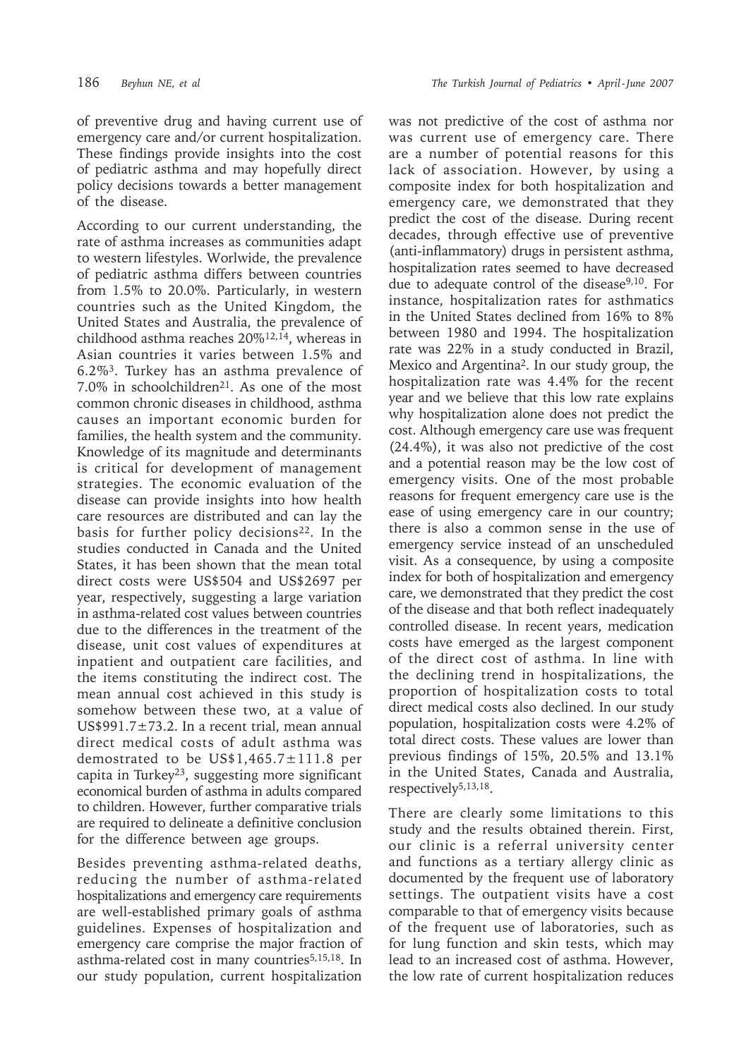of preventive drug and having current use of emergency care and/or current hospitalization. These findings provide insights into the cost of pediatric asthma and may hopefully direct policy decisions towards a better management of the disease.

According to our current understanding, the rate of asthma increases as communities adapt to western lifestyles. Worlwide, the prevalence of pediatric asthma differs between countries from 1.5% to 20.0%. Particularly, in western countries such as the United Kingdom, the United States and Australia, the prevalence of childhood asthma reaches 20%[12,14], whereas in Asian countries it varies between 1.5% and 6.2%[3]. Turkey has an asthma prevalence of 7.0% in schoolchildren[21]. As one of the most common chronic diseases in childhood, asthma causes an important economic burden for families, the health system and the community. Knowledge of its magnitude and determinants is critical for development of management strategies. The economic evaluation of the disease can provide insights into how health care resources are distributed and can lay the basis for further policy decisions[22]. In the studies conducted in Canada and the United States, it has been shown that the mean total direct costs were US$504 and US$2697 per year, respectively, suggesting a large variation in asthma-related cost values between countries due to the differences in the treatment of the disease, unit cost values of expenditures at inpatient and outpatient care facilities, and the items constituting the indirect cost. The mean annual cost achieved in this study is somehow between these two, at a value of US$991.7±73.2. In a recent trial, mean annual direct medical costs of adult asthma was demostrated to be US$1,465.7±111.8 per capita in Turkey[23], suggesting more significant economical burden of asthma in adults compared to children. However, further comparative trials are required to delineate a definitive conclusion for the difference between age groups.

Besides preventing asthma-related deaths, reducing the number of asthma-related hospitalizations and emergency care requirements are well-established primary goals of asthma guidelines. Expenses of hospitalization and emergency care comprise the major fraction of asthma-related cost in many countries[5,15,18]. In our study population, current hospitalization was not predictive of the cost of asthma nor was current use of emergency care. There are a number of potential reasons for this lack of association. However, by using a composite index for both hospitalization and emergency care, we demonstrated that they predict the cost of the disease. During recent decades, through effective use of preventive (anti-inflammatory) drugs in persistent asthma, hospitalization rates seemed to have decreased due to adequate control of the disease[9,10]. For instance, hospitalization rates for asthmatics in the United States declined from 16% to 8% between 1980 and 1994. The hospitalization rate was 22% in a study conducted in Brazil, Mexico and Argentina[2]. In our study group, the hospitalization rate was 4.4% for the recent year and we believe that this low rate explains why hospitalization alone does not predict the cost. Although emergency care use was frequent (24.4%), it was also not predictive of the cost and a potential reason may be the low cost of emergency visits. One of the most probable reasons for frequent emergency care use is the ease of using emergency care in our country; there is also a common sense in the use of emergency service instead of an unscheduled visit. As a consequence, by using a composite index for both of hospitalization and emergency care, we demonstrated that they predict the cost of the disease and that both reflect inadequately controlled disease. In recent years, medication costs have emerged as the largest component of the direct cost of asthma. In line with the declining trend in hospitalizations, the proportion of hospitalization costs to total direct medical costs also declined. In our study population, hospitalization costs were 4.2% of total direct costs. These values are lower than previous findings of 15%, 20.5% and 13.1% in the United States, Canada and Australia, respectively[5,13,18].

There are clearly some limitations to this study and the results obtained therein. First, our clinic is a referral university center and functions as a tertiary allergy clinic as documented by the frequent use of laboratory settings. The outpatient visits have a cost comparable to that of emergency visits because of the frequent use of laboratories, such as for lung function and skin tests, which may lead to an increased cost of asthma. However, the low rate of current hospitalization reduces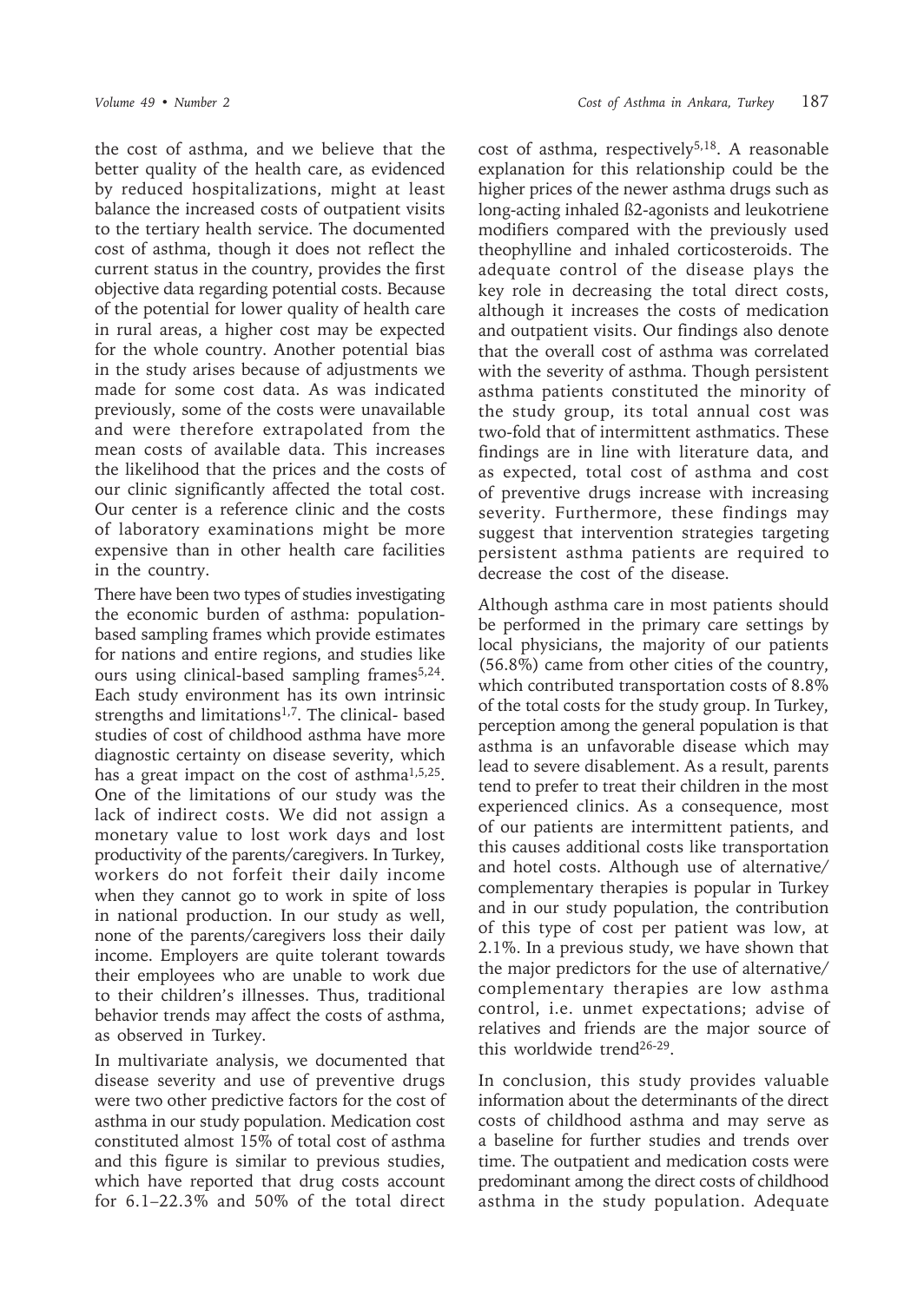the cost of asthma, and we believe that the better quality of the health care, as evidenced by reduced hospitalizations, might at least balance the increased costs of outpatient visits to the tertiary health service. The documented cost of asthma, though it does not reflect the current status in the country, provides the first objective data regarding potential costs. Because of the potential for lower quality of health care in rural areas, a higher cost may be expected for the whole country. Another potential bias in the study arises because of adjustments we made for some cost data. As was indicated previously, some of the costs were unavailable and were therefore extrapolated from the mean costs of available data. This increases the likelihood that the prices and the costs of our clinic significantly affected the total cost. Our center is a reference clinic and the costs of laboratory examinations might be more expensive than in other health care facilities in the country.

There have been two types of studies investigating the economic burden of asthma: population-based sampling frames which provide estimates for nations and entire regions, and studies like ours using clinical-based sampling frames[5,24]. Each study environment has its own intrinsic strengths and limitations[1,7]. The clinical- based studies of cost of childhood asthma have more diagnostic certainty on disease severity, which has a great impact on the cost of asthma[1,5,25]. One of the limitations of our study was the lack of indirect costs. We did not assign a monetary value to lost work days and lost productivity of the parents/caregivers. In Turkey, workers do not forfeit their daily income when they cannot go to work in spite of loss in national production. In our study as well, none of the parents/caregivers loss their daily income. Employers are quite tolerant towards their employees who are unable to work due to their children's illnesses. Thus, traditional behavior trends may affect the costs of asthma, as observed in Turkey.

In multivariate analysis, we documented that disease severity and use of preventive drugs were two other predictive factors for the cost of asthma in our study population. Medication cost constituted almost 15% of total cost of asthma and this figure is similar to previous studies, which have reported that drug costs account for 6.1–22.3% and 50% of the total direct cost of asthma, respectively[5,18]. A reasonable explanation for this relationship could be the higher prices of the newer asthma drugs such as long-acting inhaled ß2-agonists and leukotriene modifiers compared with the previously used theophylline and inhaled corticosteroids. The adequate control of the disease plays the key role in decreasing the total direct costs, although it increases the costs of medication and outpatient visits. Our findings also denote that the overall cost of asthma was correlated with the severity of asthma. Though persistent asthma patients constituted the minority of the study group, its total annual cost was two-fold that of intermittent asthmatics. These findings are in line with literature data, and as expected, total cost of asthma and cost of preventive drugs increase with increasing severity. Furthermore, these findings may suggest that intervention strategies targeting persistent asthma patients are required to decrease the cost of the disease.

Although asthma care in most patients should be performed in the primary care settings by local physicians, the majority of our patients (56.8%) came from other cities of the country, which contributed transportation costs of 8.8% of the total costs for the study group. In Turkey, perception among the general population is that asthma is an unfavorable disease which may lead to severe disablement. As a result, parents tend to prefer to treat their children in the most experienced clinics. As a consequence, most of our patients are intermittent patients, and this causes additional costs like transportation and hotel costs. Although use of alternative/complementary therapies is popular in Turkey and in our study population, the contribution of this type of cost per patient was low, at 2.1%. In a previous study, we have shown that the major predictors for the use of alternative/complementary therapies are low asthma control, i.e. unmet expectations; advise of relatives and friends are the major source of this worldwide trend[26-29].

In conclusion, this study provides valuable information about the determinants of the direct costs of childhood asthma and may serve as a baseline for further studies and trends over time. The outpatient and medication costs were predominant among the direct costs of childhood asthma in the study population. Adequate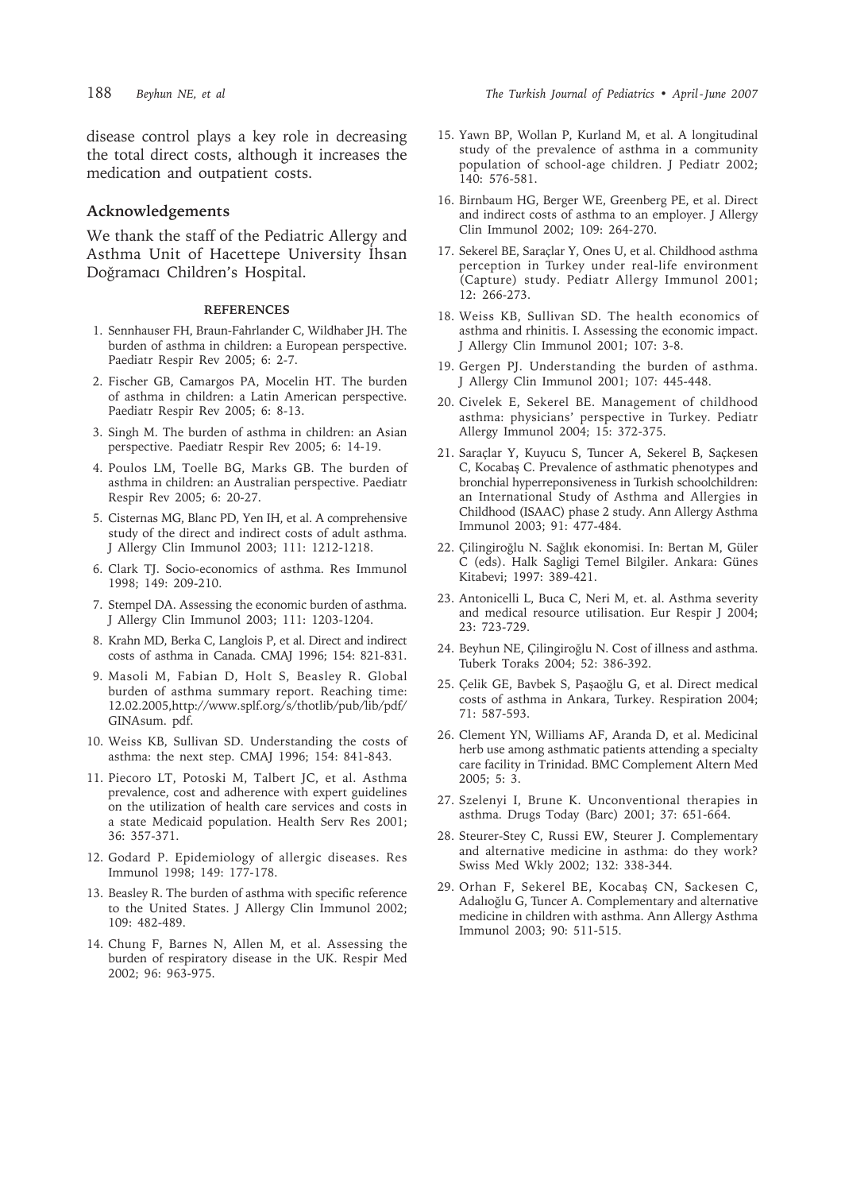disease control plays a key role in decreasing the total direct costs, although it increases the medication and outpatient costs.

## Acknowledgements

We thank the staff of the Pediatric Allergy and Asthma Unit of Hacettepe University İhsan Doğramacı Children's Hospital.

## REFERENCES

1. Sennhauser FH, Braun-Fahrlander C, Wildhaber JH. The burden of asthma in children: a European perspective. Paediatr Respir Rev 2005; 6: 2-7.
2. Fischer GB, Camargos PA, Mocelin HT. The burden of asthma in children: a Latin American perspective. Paediatr Respir Rev 2005; 6: 8-13.
3. Singh M. The burden of asthma in children: an Asian perspective. Paediatr Respir Rev 2005; 6: 14-19.
4. Poulos LM, Toelle BG, Marks GB. The burden of asthma in children: an Australian perspective. Paediatr Respir Rev 2005; 6: 20-27.
5. Cisternas MG, Blanc PD, Yen IH, et al. A comprehensive study of the direct and indirect costs of adult asthma. J Allergy Clin Immunol 2003; 111: 1212-1218.
6. Clark TJ. Socio-economics of asthma. Res Immunol 1998; 149: 209-210.
7. Stempel DA. Assessing the economic burden of asthma. J Allergy Clin Immunol 2003; 111: 1203-1204.
8. Krahn MD, Berka C, Langlois P, et al. Direct and indirect costs of asthma in Canada. CMAJ 1996; 154: 821-831.
9. Masoli M, Fabian D, Holt S, Beasley R. Global burden of asthma summary report. Reaching time: 12.02.2005,http://www.splf.org/s/thotlib/pub/lib/pdf/GINAsum. pdf.
10. Weiss KB, Sullivan SD. Understanding the costs of asthma: the next step. CMAJ 1996; 154: 841-843.
11. Piecoro LT, Potoski M, Talbert JC, et al. Asthma prevalence, cost and adherence with expert guidelines on the utilization of health care services and costs in a state Medicaid population. Health Serv Res 2001; 36: 357-371.
12. Godard P. Epidemiology of allergic diseases. Res Immunol 1998; 149: 177-178.
13. Beasley R. The burden of asthma with specific reference to the United States. J Allergy Clin Immunol 2002; 109: 482-489.
14. Chung F, Barnes N, Allen M, et al. Assessing the burden of respiratory disease in the UK. Respir Med 2002; 96: 963-975.
15. Yawn BP, Wollan P, Kurland M, et al. A longitudinal study of the prevalence of asthma in a community population of school-age children. J Pediatr 2002; 140: 576-581.
16. Birnbaum HG, Berger WE, Greenberg PE, et al. Direct and indirect costs of asthma to an employer. J Allergy Clin Immunol 2002; 109: 264-270.
17. Sekerel BE, Saraçlar Y, Ones U, et al. Childhood asthma perception in Turkey under real-life environment (Capture) study. Pediatr Allergy Immunol 2001; 12: 266-273.
18. Weiss KB, Sullivan SD. The health economics of asthma and rhinitis. I. Assessing the economic impact. J Allergy Clin Immunol 2001; 107: 3-8.
19. Gergen PJ. Understanding the burden of asthma. J Allergy Clin Immunol 2001; 107: 445-448.
20. Civelek E, Sekerel BE. Management of childhood asthma: physicians' perspective in Turkey. Pediatr Allergy Immunol 2004; 15: 372-375.
21. Saraçlar Y, Kuyucu S, Tuncer A, Sekerel B, Saçkesen C, Kocabaş C. Prevalence of asthmatic phenotypes and bronchial hyperreponsiveness in Turkish schoolchildren: an International Study of Asthma and Allergies in Childhood (ISAAC) phase 2 study. Ann Allergy Asthma Immunol 2003; 91: 477-484.
22. Çilingiroğlu N. Sağlık ekonomisi. In: Bertan M, Güler C (eds). Halk Sagligi Temel Bilgiler. Ankara: Günes Kitabevi; 1997: 389-421.
23. Antonicelli L, Buca C, Neri M, et. al. Asthma severity and medical resource utilisation. Eur Respir J 2004; 23: 723-729.
24. Beyhun NE, Çilingiroğlu N. Cost of illness and asthma. Tuberk Toraks 2004; 52: 386-392.
25. Çelik GE, Bavbek S, Paşaoğlu G, et al. Direct medical costs of asthma in Ankara, Turkey. Respiration 2004; 71: 587-593.
26. Clement YN, Williams AF, Aranda D, et al. Medicinal herb use among asthmatic patients attending a specialty care facility in Trinidad. BMC Complement Altern Med 2005; 5: 3.
27. Szelenyi I, Brune K. Unconventional therapies in asthma. Drugs Today (Barc) 2001; 37: 651-664.
28. Steurer-Stey C, Russi EW, Steurer J. Complementary and alternative medicine in asthma: do they work? Swiss Med Wkly 2002; 132: 338-344.
29. Orhan F, Sekerel BE, Kocabaş CN, Sackesen C, Adalıoğlu G, Tuncer A. Complementary and alternative medicine in children with asthma. Ann Allergy Asthma Immunol 2003; 90: 511-515.